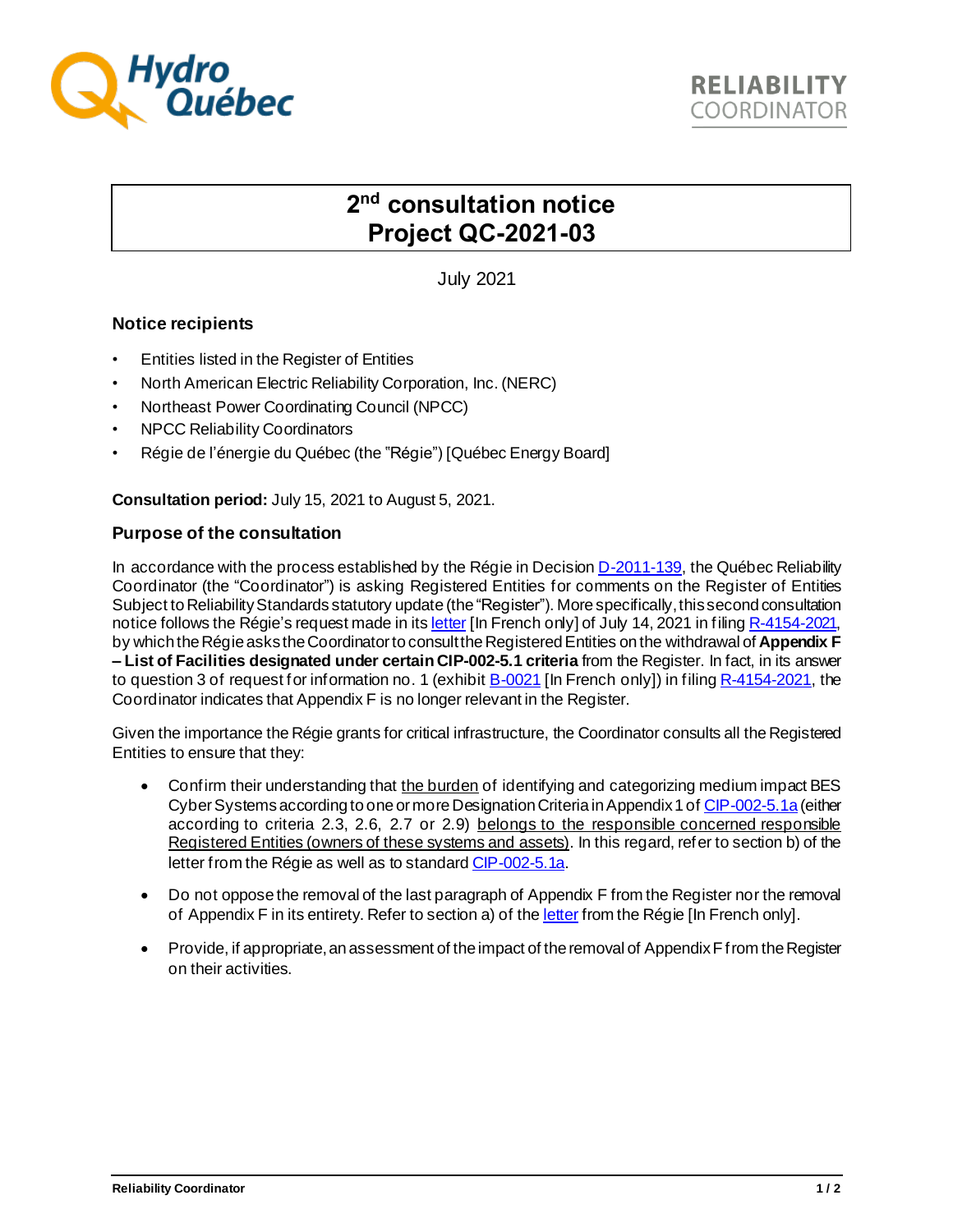Hydro Québec

RELIABILITY COORDINATOR

# 2nd consultation notice Project QC-2021-03

July 2021

### Notice recipients

- Entities listed in the Register of Entities
- North American Electric Reliability Corporation, Inc. (NERC)
- Northeast Power Coordinating Council (NPCC)
- NPCC Reliability Coordinators
- Régie de l'énergie du Québec (the "Régie") [Québec Energy Board]

**Consultation period:** July 15, 2021 to August 5, 2021.

### Purpose of the consultation

In accordance with the process established by the Régie in Decision D-2011-139, the Québec Reliability Coordinator (the "Coordinator") is asking Registered Entities for comments on the Register of Entities Subject to Reliability Standards statutory update (the "Register"). More specifically, this second consultation notice follows the Régie's request made in its letter [In French only] of July 14, 2021 in filing R-4154-2021, by which the Régie asks the Coordinator to consult the Registered Entities on the withdrawal of **Appendix F – List of Facilities designated under certain CIP-002-5.1 criteria** from the Register. In fact, in its answer to question 3 of request for information no. 1 (exhibit B-0021 [In French only]) in filing R-4154-2021, the Coordinator indicates that Appendix F is no longer relevant in the Register.

Given the importance the Régie grants for critical infrastructure, the Coordinator consults all the Registered Entities to ensure that they:

- Confirm their understanding that the burden of identifying and categorizing medium impact BES Cyber Systems according to one or more Designation Criteria in Appendix 1 of CIP-002-5.1a (either according to criteria 2.3, 2.6, 2.7 or 2.9) belongs to the responsible concerned responsible Registered Entities (owners of these systems and assets). In this regard, refer to section b) of the letter from the Régie as well as to standard CIP-002-5.1a.
- Do not oppose the removal of the last paragraph of Appendix F from the Register nor the removal of Appendix F in its entirety. Refer to section a) of the letter from the Régie [In French only].
- Provide, if appropriate, an assessment of the impact of the removal of Appendix F from the Register on their activities.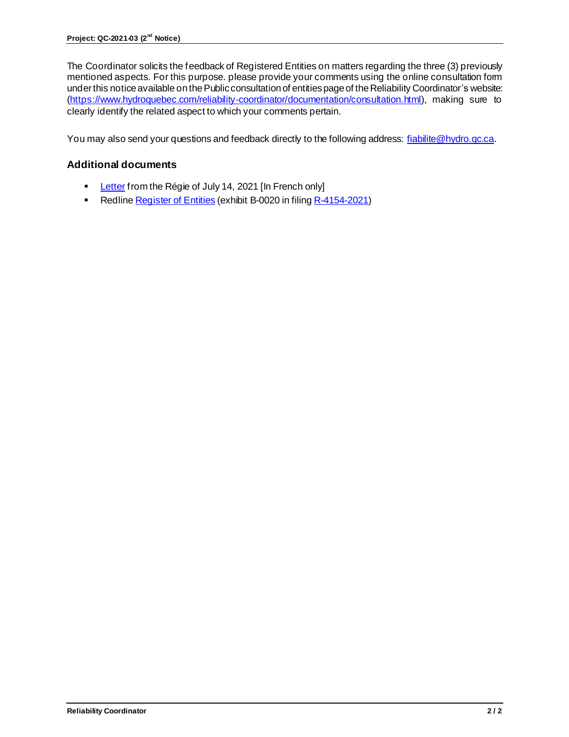The Coordinator solicits the feedback of Registered Entities on matters regarding the three (3) previously mentioned aspects. For this purpose. please provide your comments using the online consultation form under this notice available on the Public consultation of entities page of the Reliability Coordinator's website: (https://www.hydroquebec.com/reliability-coordinator/documentation/consultation.html), making sure to clearly identify the related aspect to which your comments pertain.

You may also send your questions and feedback directly to the following address: fiabilite@hydro.qc.ca.

## Additional documents

- Letter from the Régie of July 14, 2021 [In French only]
- Redline Register of Entities (exhibit B-0020 in filing R-4154-2021)